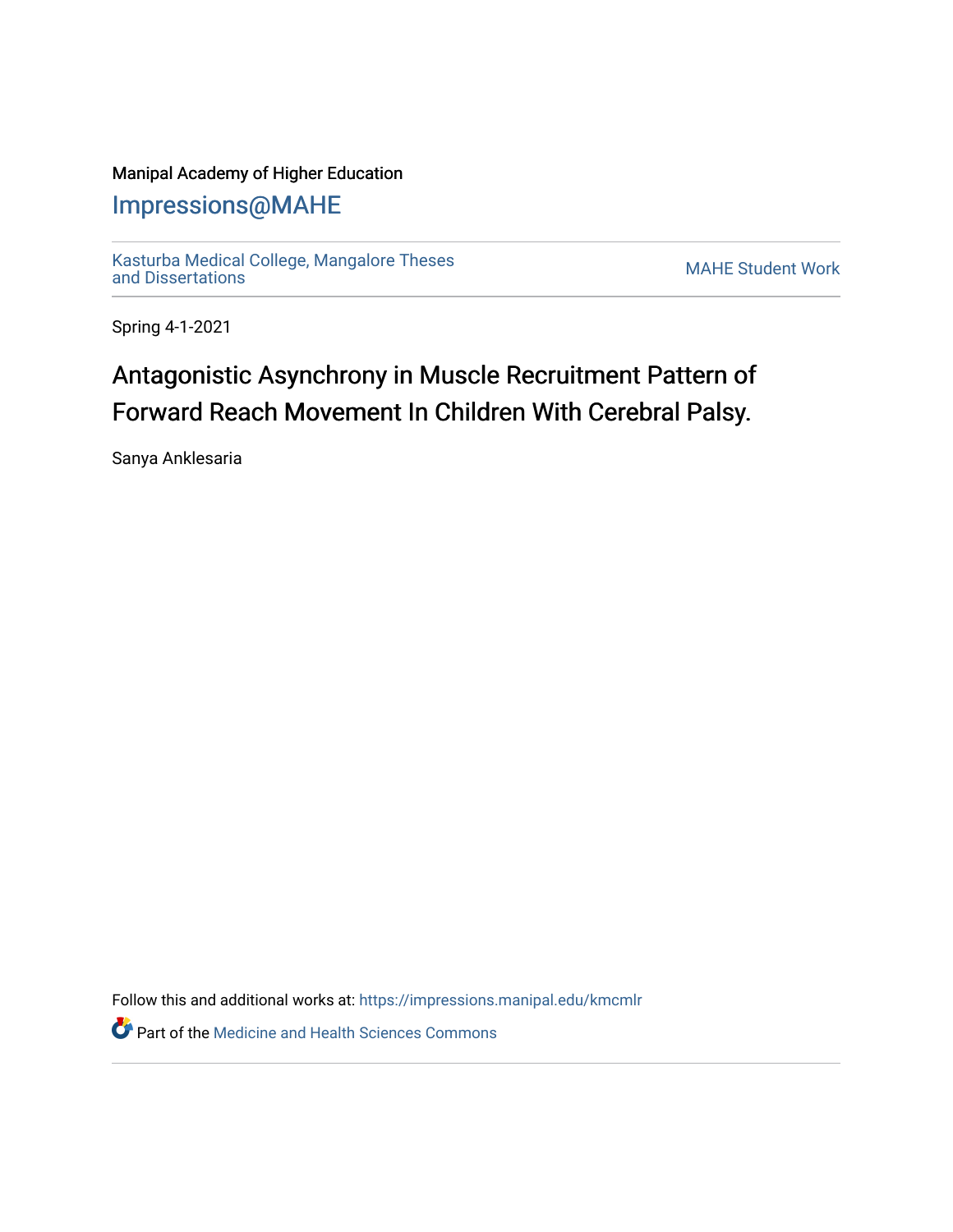Manipal Academy of Higher Education

# Impressions@MAHE

Kasturba Medical College, Mangalore Theses and Dissertations

MAHE Student Work

Spring 4-1-2021

# Antagonistic Asynchrony in Muscle Recruitment Pattern of Forward Reach Movement In Children With Cerebral Palsy.

Sanya Anklesaria

Follow this and additional works at: https://impressions.manipal.edu/kmcmlr

Part of the Medicine and Health Sciences Commons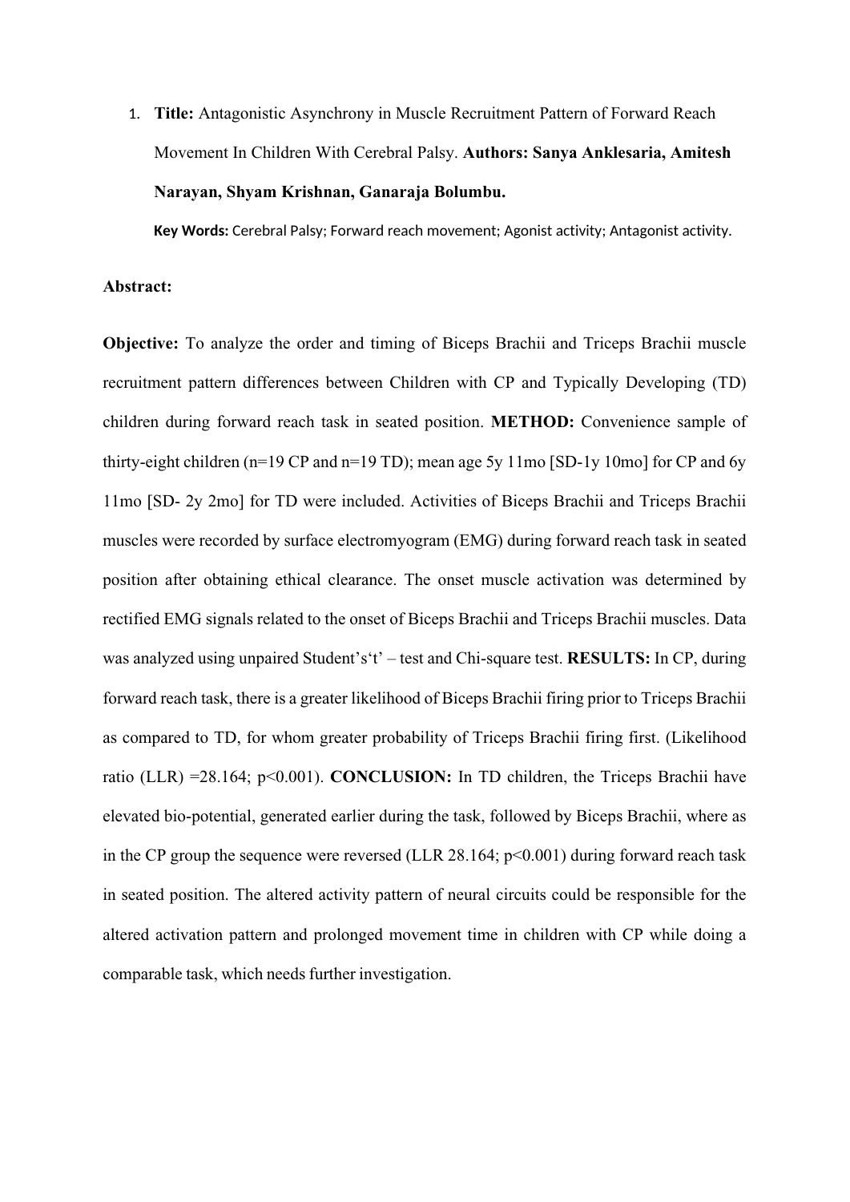1. **Title:** Antagonistic Asynchrony in Muscle Recruitment Pattern of Forward Reach Movement In Children With Cerebral Palsy. **Authors: Sanya Anklesaria, Amitesh Narayan, Shyam Krishnan, Ganaraja Bolumbu.**

   **Key Words:** Cerebral Palsy; Forward reach movement; Agonist activity; Antagonist activity.

**Abstract:**

**Objective:** To analyze the order and timing of Biceps Brachii and Triceps Brachii muscle recruitment pattern differences between Children with CP and Typically Developing (TD) children during forward reach task in seated position. **METHOD:** Convenience sample of thirty-eight children (n=19 CP and n=19 TD); mean age 5y 11mo [SD-1y 10mo] for CP and 6y 11mo [SD- 2y 2mo] for TD were included. Activities of Biceps Brachii and Triceps Brachii muscles were recorded by surface electromyogram (EMG) during forward reach task in seated position after obtaining ethical clearance. The onset muscle activation was determined by rectified EMG signals related to the onset of Biceps Brachii and Triceps Brachii muscles. Data was analyzed using unpaired Student's't' – test and Chi-square test. **RESULTS:** In CP, during forward reach task, there is a greater likelihood of Biceps Brachii firing prior to Triceps Brachii as compared to TD, for whom greater probability of Triceps Brachii firing first. (Likelihood ratio (LLR) =28.164; $p<0.001$). **CONCLUSION:** In TD children, the Triceps Brachii have elevated bio-potential, generated earlier during the task, followed by Biceps Brachii, where as in the CP group the sequence were reversed (LLR 28.164; $p<0.001$) during forward reach task in seated position. The altered activity pattern of neural circuits could be responsible for the altered activation pattern and prolonged movement time in children with CP while doing a comparable task, which needs further investigation.